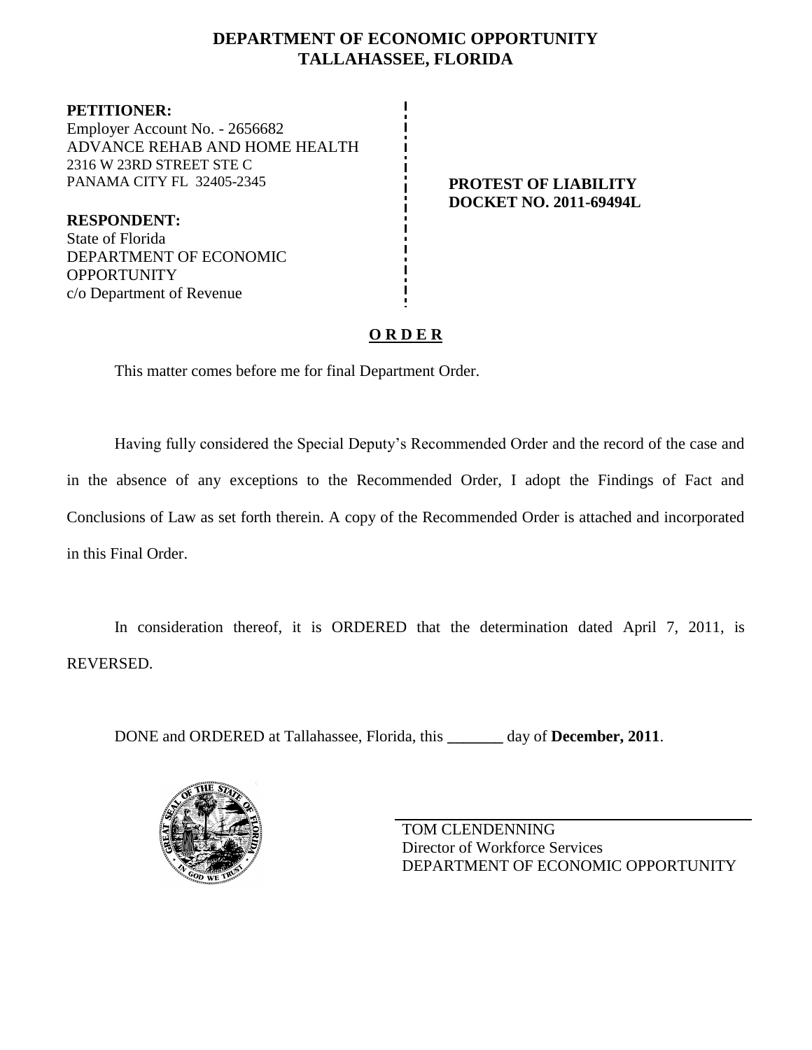# DEPARTMENT OF ECONOMIC OPPORTUNITY
# TALLAHASSEE, FLORIDA

**PETITIONER:**
Employer Account No. - 2656682
ADVANCE REHAB AND HOME HEALTH
2316 W 23RD STREET STE C
PANAMA CITY FL 32405-2345

**RESPONDENT:**
State of Florida
DEPARTMENT OF ECONOMIC OPPORTUNITY
c/o Department of Revenue

**PROTEST OF LIABILITY**
**DOCKET NO. 2011-69494L**

## O R D E R

This matter comes before me for final Department Order.

Having fully considered the Special Deputy's Recommended Order and the record of the case and in the absence of any exceptions to the Recommended Order, I adopt the Findings of Fact and Conclusions of Law as set forth therein. A copy of the Recommended Order is attached and incorporated in this Final Order.

In consideration thereof, it is ORDERED that the determination dated April 7, 2011, is REVERSED.

DONE and ORDERED at Tallahassee, Florida, this _______ day of **December, 2011**.

TOM CLENDENNING
Director of Workforce Services
DEPARTMENT OF ECONOMIC OPPORTUNITY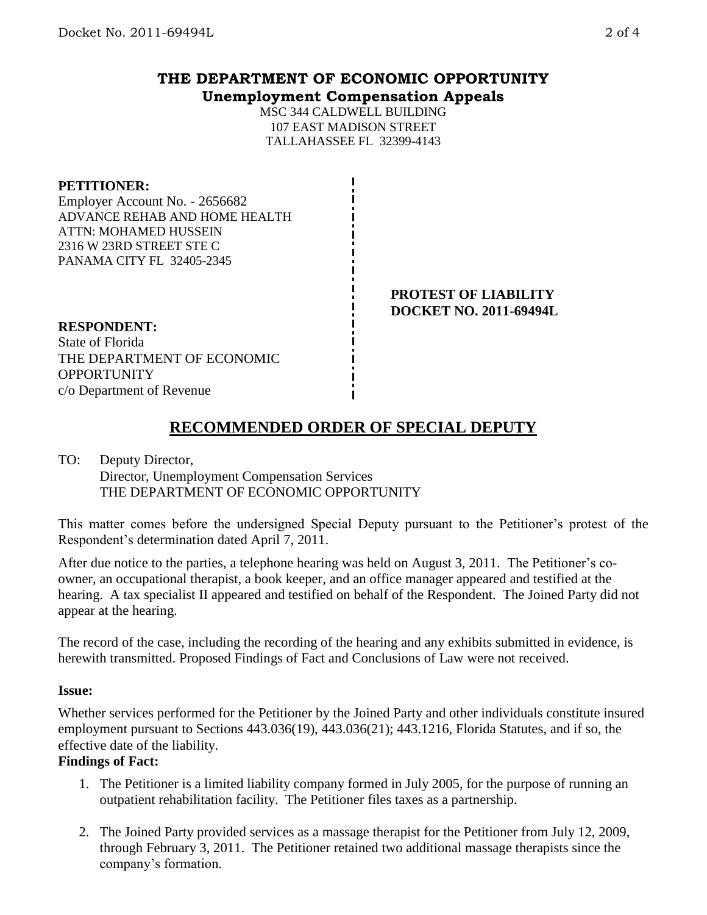# THE DEPARTMENT OF ECONOMIC OPPORTUNITY
## Unemployment Compensation Appeals

MSC 344 CALDWELL BUILDING
107 EAST MADISON STREET
TALLAHASSEE FL 32399-4143

**PETITIONER:**
Employer Account No. - 2656682
ADVANCE REHAB AND HOME HEALTH
ATTN: MOHAMED HUSSEIN
2316 W 23RD STREET STE C
PANAMA CITY FL 32405-2345

**PROTEST OF LIABILITY**
**DOCKET NO. 2011-69494L**

**RESPONDENT:**
State of Florida
THE DEPARTMENT OF ECONOMIC OPPORTUNITY
c/o Department of Revenue

## RECOMMENDED ORDER OF SPECIAL DEPUTY

TO: Deputy Director,
Director, Unemployment Compensation Services
THE DEPARTMENT OF ECONOMIC OPPORTUNITY

This matter comes before the undersigned Special Deputy pursuant to the Petitioner's protest of the Respondent's determination dated April 7, 2011.

After due notice to the parties, a telephone hearing was held on August 3, 2011. The Petitioner's co-owner, an occupational therapist, a book keeper, and an office manager appeared and testified at the hearing. A tax specialist II appeared and testified on behalf of the Respondent. The Joined Party did not appear at the hearing.

The record of the case, including the recording of the hearing and any exhibits submitted in evidence, is herewith transmitted. Proposed Findings of Fact and Conclusions of Law were not received.

**Issue:**

Whether services performed for the Petitioner by the Joined Party and other individuals constitute insured employment pursuant to Sections 443.036(19), 443.036(21); 443.1216, Florida Statutes, and if so, the effective date of the liability.

**Findings of Fact:**

1. The Petitioner is a limited liability company formed in July 2005, for the purpose of running an outpatient rehabilitation facility. The Petitioner files taxes as a partnership.

2. The Joined Party provided services as a massage therapist for the Petitioner from July 12, 2009, through February 3, 2011. The Petitioner retained two additional massage therapists since the company's formation.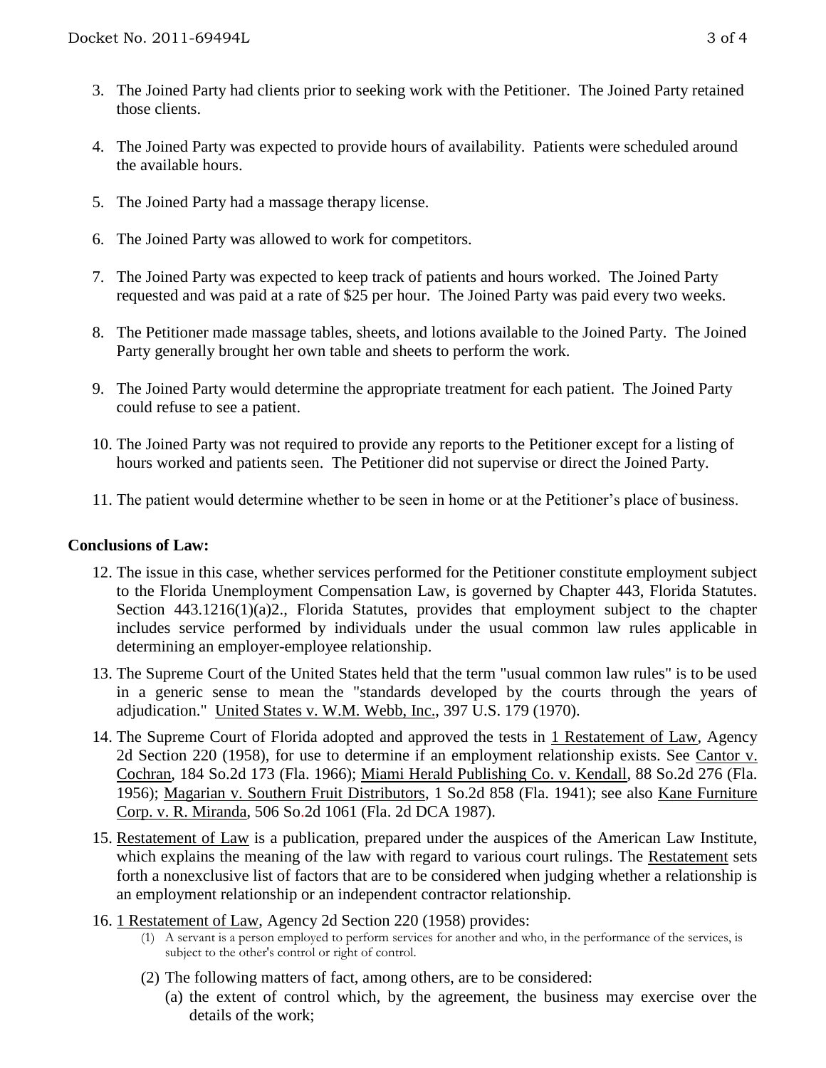3. The Joined Party had clients prior to seeking work with the Petitioner. The Joined Party retained those clients.

4. The Joined Party was expected to provide hours of availability. Patients were scheduled around the available hours.

5. The Joined Party had a massage therapy license.

6. The Joined Party was allowed to work for competitors.

7. The Joined Party was expected to keep track of patients and hours worked. The Joined Party requested and was paid at a rate of $25 per hour. The Joined Party was paid every two weeks.

8. The Petitioner made massage tables, sheets, and lotions available to the Joined Party. The Joined Party generally brought her own table and sheets to perform the work.

9. The Joined Party would determine the appropriate treatment for each patient. The Joined Party could refuse to see a patient.

10. The Joined Party was not required to provide any reports to the Petitioner except for a listing of hours worked and patients seen. The Petitioner did not supervise or direct the Joined Party.

11. The patient would determine whether to be seen in home or at the Petitioner's place of business.

**Conclusions of Law:**

12. The issue in this case, whether services performed for the Petitioner constitute employment subject to the Florida Unemployment Compensation Law, is governed by Chapter 443, Florida Statutes. Section 443.1216(1)(a)2., Florida Statutes, provides that employment subject to the chapter includes service performed by individuals under the usual common law rules applicable in determining an employer-employee relationship.

13. The Supreme Court of the United States held that the term "usual common law rules" is to be used in a generic sense to mean the "standards developed by the courts through the years of adjudication." United States v. W.M. Webb, Inc., 397 U.S. 179 (1970).

14. The Supreme Court of Florida adopted and approved the tests in 1 Restatement of Law, Agency 2d Section 220 (1958), for use to determine if an employment relationship exists. See Cantor v. Cochran, 184 So.2d 173 (Fla. 1966); Miami Herald Publishing Co. v. Kendall, 88 So.2d 276 (Fla. 1956); Magarian v. Southern Fruit Distributors, 1 So.2d 858 (Fla. 1941); see also Kane Furniture Corp. v. R. Miranda, 506 So.2d 1061 (Fla. 2d DCA 1987).

15. Restatement of Law is a publication, prepared under the auspices of the American Law Institute, which explains the meaning of the law with regard to various court rulings. The Restatement sets forth a nonexclusive list of factors that are to be considered when judging whether a relationship is an employment relationship or an independent contractor relationship.

16. 1 Restatement of Law, Agency 2d Section 220 (1958) provides:

    (1) A servant is a person employed to perform services for another and who, in the performance of the services, is subject to the other's control or right of control.

    (2) The following matters of fact, among others, are to be considered:

    (a) the extent of control which, by the agreement, the business may exercise over the details of the work;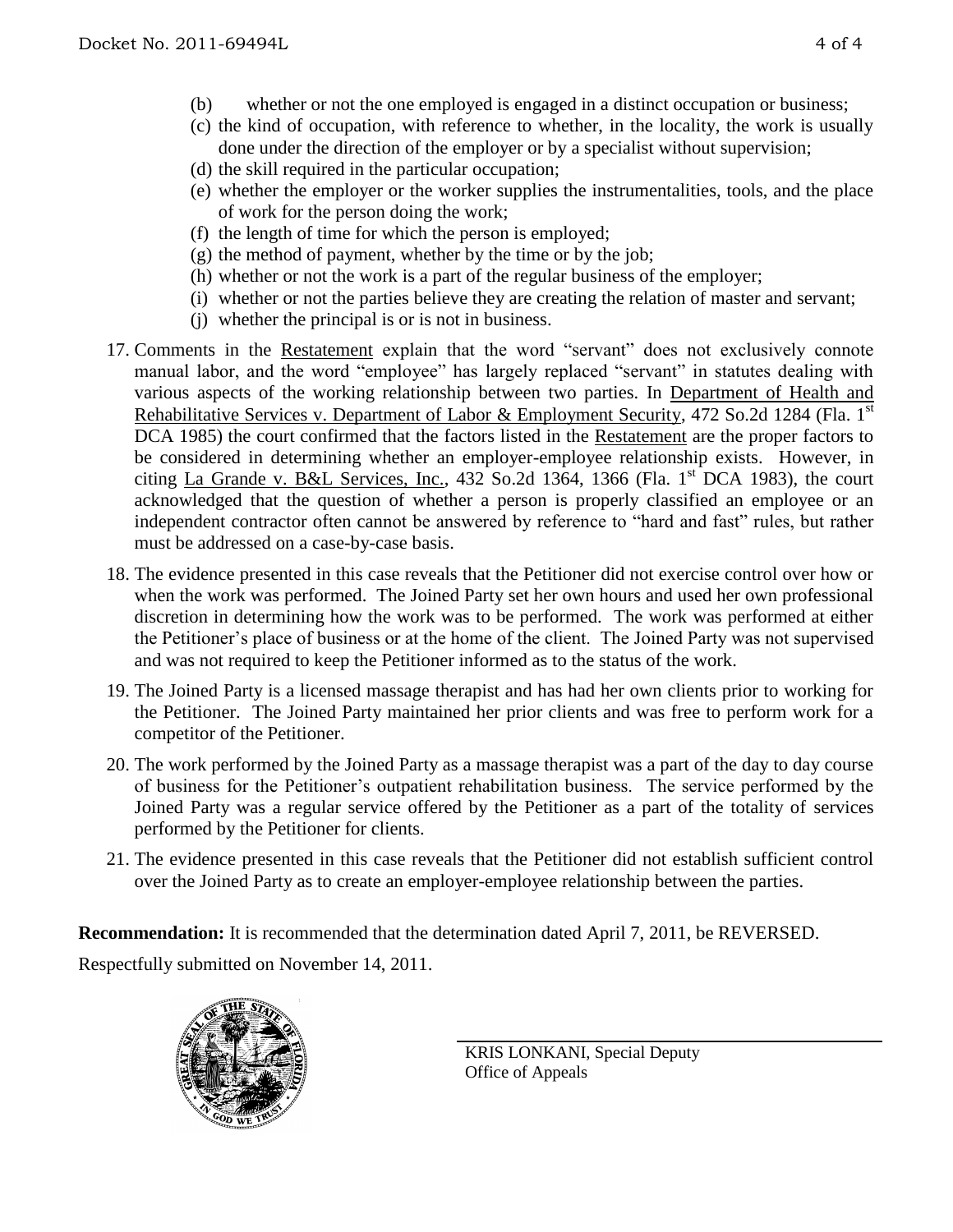- (b) whether or not the one employed is engaged in a distinct occupation or business;
- (c) the kind of occupation, with reference to whether, in the locality, the work is usually done under the direction of the employer or by a specialist without supervision;
- (d) the skill required in the particular occupation;
- (e) whether the employer or the worker supplies the instrumentalities, tools, and the place of work for the person doing the work;
- (f) the length of time for which the person is employed;
- (g) the method of payment, whether by the time or by the job;
- (h) whether or not the work is a part of the regular business of the employer;
- (i) whether or not the parties believe they are creating the relation of master and servant;
- (j) whether the principal is or is not in business.

17. Comments in the Restatement explain that the word "servant" does not exclusively connote manual labor, and the word "employee" has largely replaced "servant" in statutes dealing with various aspects of the working relationship between two parties. In Department of Health and Rehabilitative Services v. Department of Labor & Employment Security, 472 So.2d 1284 (Fla. 1st DCA 1985) the court confirmed that the factors listed in the Restatement are the proper factors to be considered in determining whether an employer-employee relationship exists. However, in citing La Grande v. B&L Services, Inc., 432 So.2d 1364, 1366 (Fla. 1st DCA 1983), the court acknowledged that the question of whether a person is properly classified an employee or an independent contractor often cannot be answered by reference to "hard and fast" rules, but rather must be addressed on a case-by-case basis.

18. The evidence presented in this case reveals that the Petitioner did not exercise control over how or when the work was performed. The Joined Party set her own hours and used her own professional discretion in determining how the work was to be performed. The work was performed at either the Petitioner's place of business or at the home of the client. The Joined Party was not supervised and was not required to keep the Petitioner informed as to the status of the work.

19. The Joined Party is a licensed massage therapist and has had her own clients prior to working for the Petitioner. The Joined Party maintained her prior clients and was free to perform work for a competitor of the Petitioner.

20. The work performed by the Joined Party as a massage therapist was a part of the day to day course of business for the Petitioner's outpatient rehabilitation business. The service performed by the Joined Party was a regular service offered by the Petitioner as a part of the totality of services performed by the Petitioner for clients.

21. The evidence presented in this case reveals that the Petitioner did not establish sufficient control over the Joined Party as to create an employer-employee relationship between the parties.

**Recommendation:** It is recommended that the determination dated April 7, 2011, be REVERSED.

Respectfully submitted on November 14, 2011.

KRIS LONKANI, Special Deputy
Office of Appeals